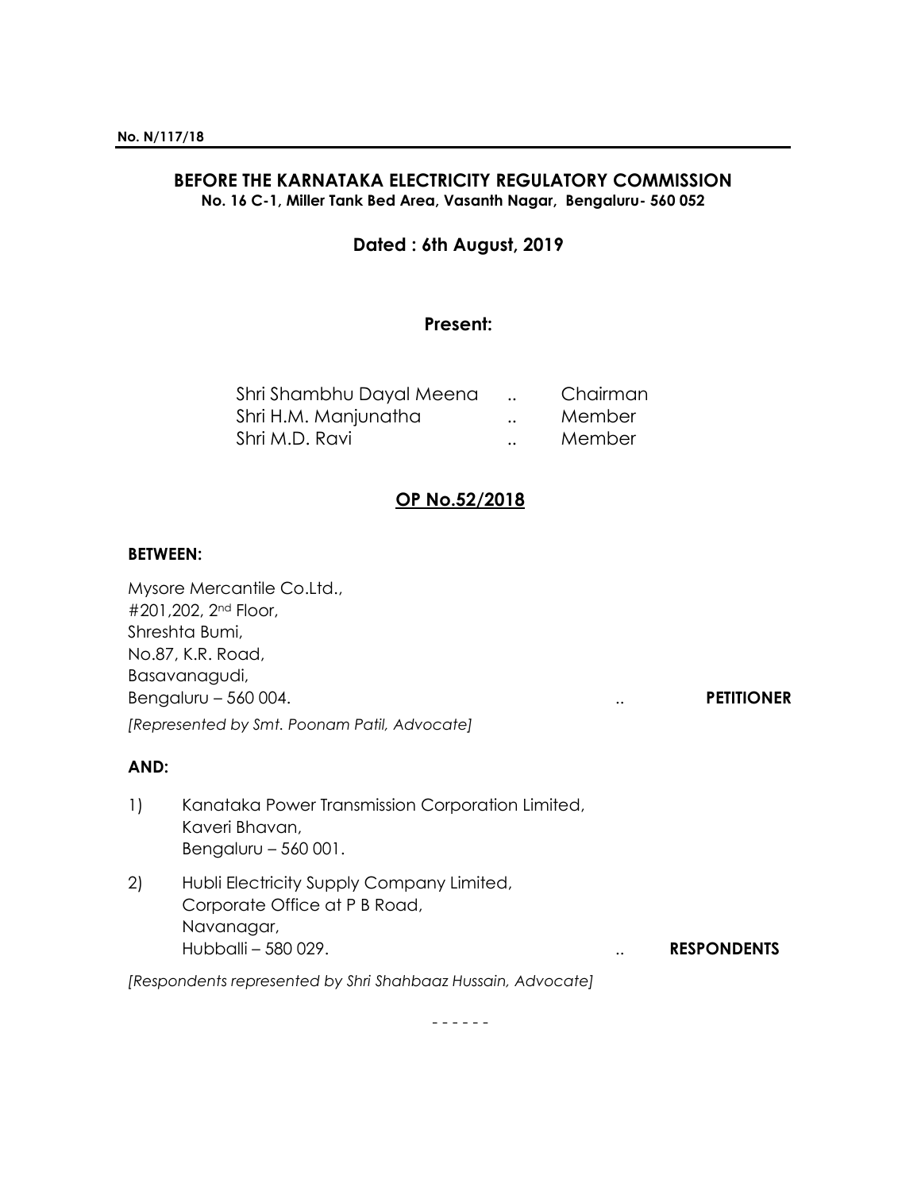**No. N/117/18**

## BEFORE THE KARNATAKA ELECTRICITY REGULATORY COMMISSION

**No. 16 C-1, Miller Tank Bed Area, Vasanth Nagar, Bengaluru- 560 052**

**Dated : 6th August, 2019**

**Present:**

| | | |
|---|---|---|
| Shri Shambhu Dayal Meena | .. | Chairman |
| Shri H.M. Manjunatha | .. | Member |
| Shri M.D. Ravi | .. | Member |

**OP No.52/2018**

**BETWEEN:**

Mysore Mercantile Co.Ltd.,
#201,202, 2nd Floor,
Shreshta Bumi,
No.87, K.R. Road,
Basavanagudi,
Bengaluru – 560 004. .. **PETITIONER**

*[Represented by Smt. Poonam Patil, Advocate]*

**AND:**

1) Kanataka Power Transmission Corporation Limited,
Kaveri Bhavan,
Bengaluru – 560 001.

2) Hubli Electricity Supply Company Limited,
Corporate Office at P B Road,
Navanagar,
Hubballi – 580 029. .. **RESPONDENTS**

*[Respondents represented by Shri Shahbaaz Hussain, Advocate]*

\- - - - - -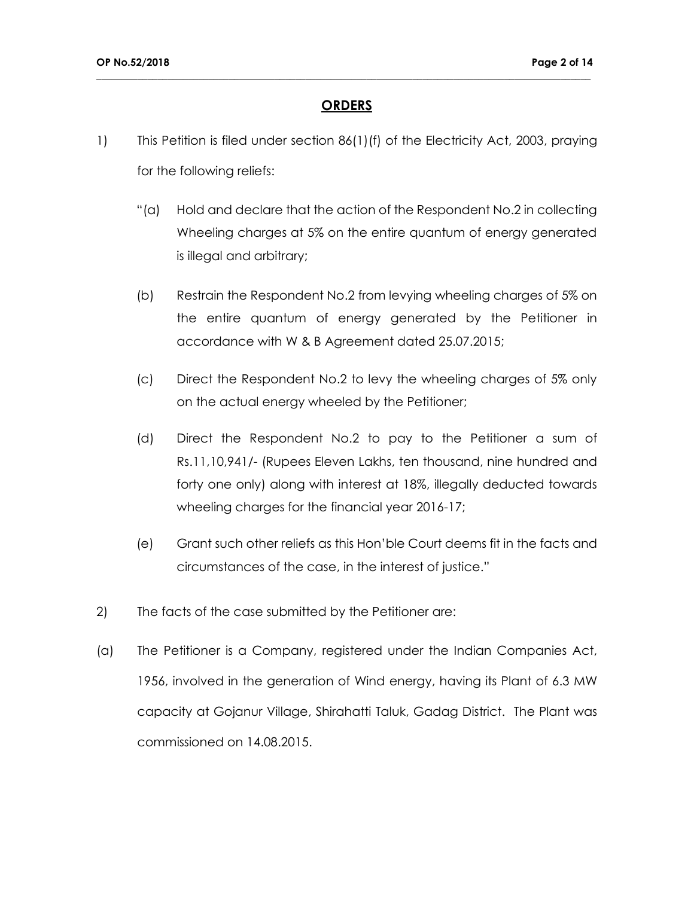## ORDERS

1) This Petition is filed under section 86(1)(f) of the Electricity Act, 2003, praying for the following reliefs:

   "(a) Hold and declare that the action of the Respondent No.2 in collecting Wheeling charges at 5% on the entire quantum of energy generated is illegal and arbitrary;

   (b) Restrain the Respondent No.2 from levying wheeling charges of 5% on the entire quantum of energy generated by the Petitioner in accordance with W & B Agreement dated 25.07.2015;

   (c) Direct the Respondent No.2 to levy the wheeling charges of 5% only on the actual energy wheeled by the Petitioner;

   (d) Direct the Respondent No.2 to pay to the Petitioner a sum of Rs.11,10,941/- (Rupees Eleven Lakhs, ten thousand, nine hundred and forty one only) along with interest at 18%, illegally deducted towards wheeling charges for the financial year 2016-17;

   (e) Grant such other reliefs as this Hon'ble Court deems fit in the facts and circumstances of the case, in the interest of justice."

2) The facts of the case submitted by the Petitioner are:

(a) The Petitioner is a Company, registered under the Indian Companies Act, 1956, involved in the generation of Wind energy, having its Plant of 6.3 MW capacity at Gojanur Village, Shirahatti Taluk, Gadag District. The Plant was commissioned on 14.08.2015.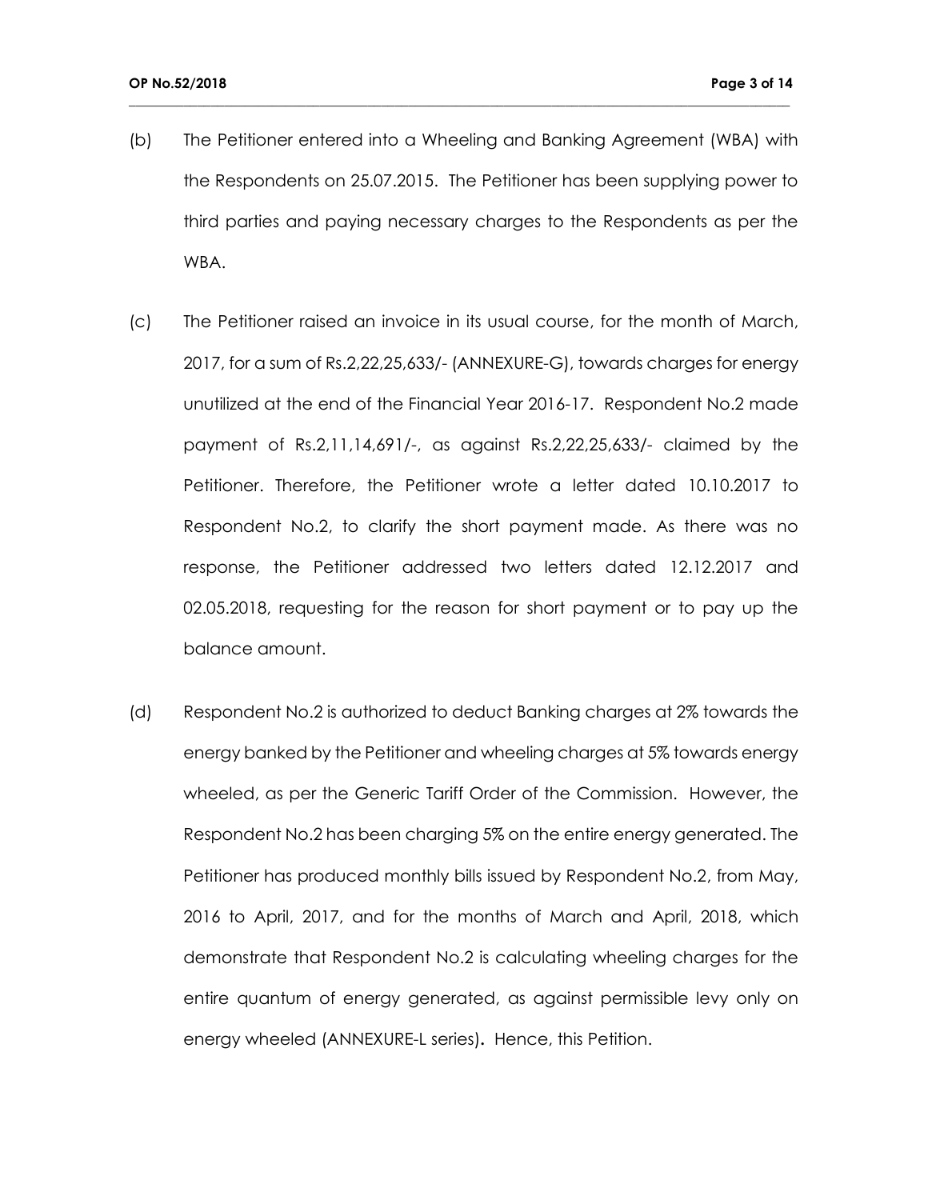(b) The Petitioner entered into a Wheeling and Banking Agreement (WBA) with the Respondents on 25.07.2015. The Petitioner has been supplying power to third parties and paying necessary charges to the Respondents as per the WBA.

(c) The Petitioner raised an invoice in its usual course, for the month of March, 2017, for a sum of Rs.2,22,25,633/- (ANNEXURE-G), towards charges for energy unutilized at the end of the Financial Year 2016-17. Respondent No.2 made payment of Rs.2,11,14,691/-, as against Rs.2,22,25,633/- claimed by the Petitioner. Therefore, the Petitioner wrote a letter dated 10.10.2017 to Respondent No.2, to clarify the short payment made. As there was no response, the Petitioner addressed two letters dated 12.12.2017 and 02.05.2018, requesting for the reason for short payment or to pay up the balance amount.

(d) Respondent No.2 is authorized to deduct Banking charges at 2% towards the energy banked by the Petitioner and wheeling charges at 5% towards energy wheeled, as per the Generic Tariff Order of the Commission. However, the Respondent No.2 has been charging 5% on the entire energy generated. The Petitioner has produced monthly bills issued by Respondent No.2, from May, 2016 to April, 2017, and for the months of March and April, 2018, which demonstrate that Respondent No.2 is calculating wheeling charges for the entire quantum of energy generated, as against permissible levy only on energy wheeled (ANNEXURE-L series)**.** Hence, this Petition.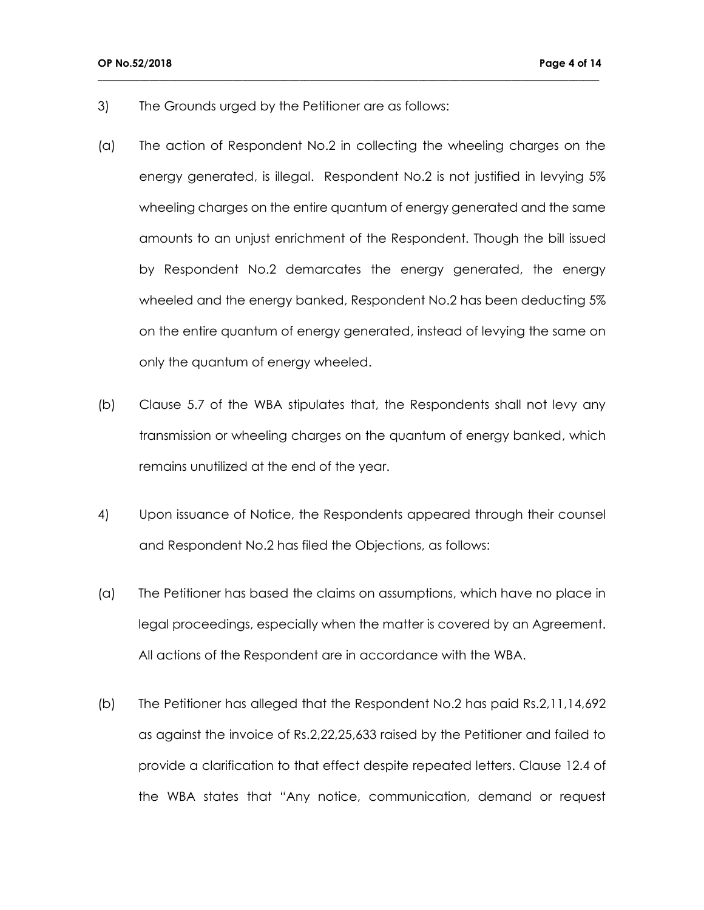3) The Grounds urged by the Petitioner are as follows:

(a) The action of Respondent No.2 in collecting the wheeling charges on the energy generated, is illegal. Respondent No.2 is not justified in levying 5% wheeling charges on the entire quantum of energy generated and the same amounts to an unjust enrichment of the Respondent. Though the bill issued by Respondent No.2 demarcates the energy generated, the energy wheeled and the energy banked, Respondent No.2 has been deducting 5% on the entire quantum of energy generated, instead of levying the same on only the quantum of energy wheeled.

(b) Clause 5.7 of the WBA stipulates that, the Respondents shall not levy any transmission or wheeling charges on the quantum of energy banked, which remains unutilized at the end of the year.

4) Upon issuance of Notice, the Respondents appeared through their counsel and Respondent No.2 has filed the Objections, as follows:

(a) The Petitioner has based the claims on assumptions, which have no place in legal proceedings, especially when the matter is covered by an Agreement. All actions of the Respondent are in accordance with the WBA.

(b) The Petitioner has alleged that the Respondent No.2 has paid Rs.2,11,14,692 as against the invoice of Rs.2,22,25,633 raised by the Petitioner and failed to provide a clarification to that effect despite repeated letters. Clause 12.4 of the WBA states that "Any notice, communication, demand or request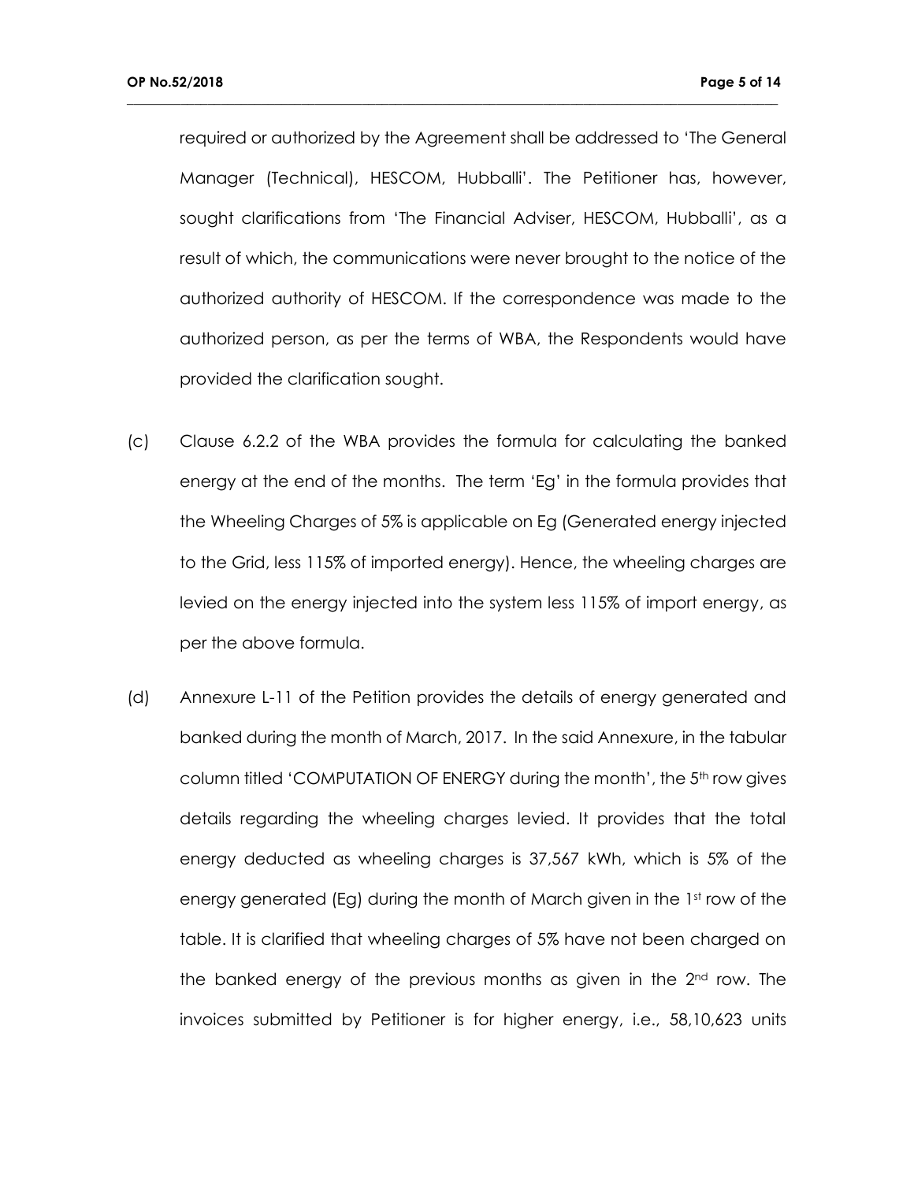required or authorized by the Agreement shall be addressed to 'The General Manager (Technical), HESCOM, Hubballi'. The Petitioner has, however, sought clarifications from 'The Financial Adviser, HESCOM, Hubballi', as a result of which, the communications were never brought to the notice of the authorized authority of HESCOM. If the correspondence was made to the authorized person, as per the terms of WBA, the Respondents would have provided the clarification sought.

(c) Clause 6.2.2 of the WBA provides the formula for calculating the banked energy at the end of the months. The term 'Eg' in the formula provides that the Wheeling Charges of 5% is applicable on Eg (Generated energy injected to the Grid, less 115% of imported energy). Hence, the wheeling charges are levied on the energy injected into the system less 115% of import energy, as per the above formula.

(d) Annexure L-11 of the Petition provides the details of energy generated and banked during the month of March, 2017. In the said Annexure, in the tabular column titled 'COMPUTATION OF ENERGY during the month', the 5th row gives details regarding the wheeling charges levied. It provides that the total energy deducted as wheeling charges is 37,567 kWh, which is 5% of the energy generated (Eg) during the month of March given in the 1st row of the table. It is clarified that wheeling charges of 5% have not been charged on the banked energy of the previous months as given in the 2nd row. The invoices submitted by Petitioner is for higher energy, i.e., 58,10,623 units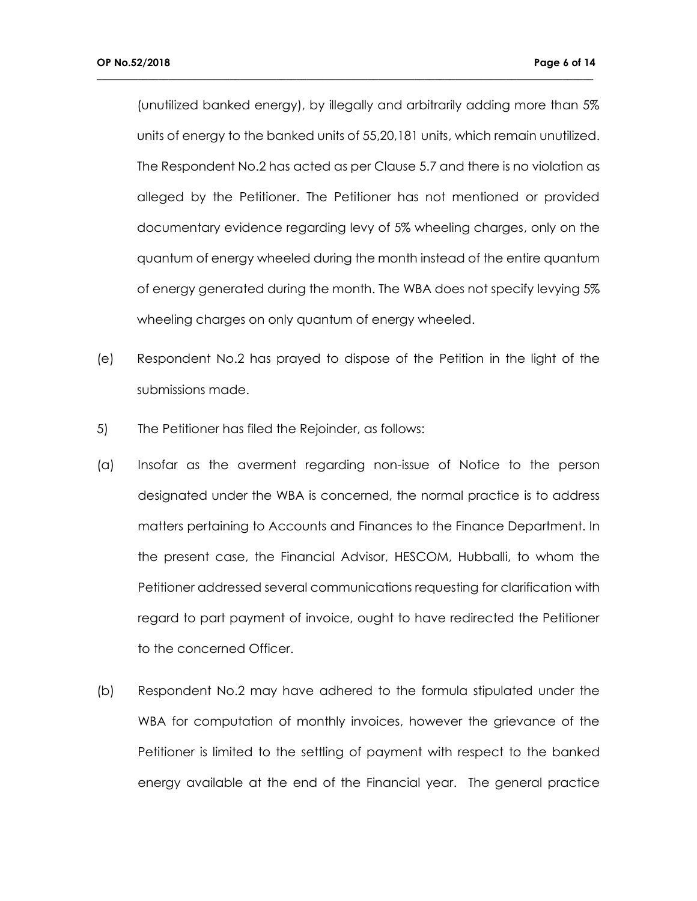(unutilized banked energy), by illegally and arbitrarily adding more than 5% units of energy to the banked units of 55,20,181 units, which remain unutilized. The Respondent No.2 has acted as per Clause 5.7 and there is no violation as alleged by the Petitioner. The Petitioner has not mentioned or provided documentary evidence regarding levy of 5% wheeling charges, only on the quantum of energy wheeled during the month instead of the entire quantum of energy generated during the month. The WBA does not specify levying 5% wheeling charges on only quantum of energy wheeled.

(e) Respondent No.2 has prayed to dispose of the Petition in the light of the submissions made.

5) The Petitioner has filed the Rejoinder, as follows:

(a) Insofar as the averment regarding non-issue of Notice to the person designated under the WBA is concerned, the normal practice is to address matters pertaining to Accounts and Finances to the Finance Department. In the present case, the Financial Advisor, HESCOM, Hubballi, to whom the Petitioner addressed several communications requesting for clarification with regard to part payment of invoice, ought to have redirected the Petitioner to the concerned Officer.

(b) Respondent No.2 may have adhered to the formula stipulated under the WBA for computation of monthly invoices, however the grievance of the Petitioner is limited to the settling of payment with respect to the banked energy available at the end of the Financial year. The general practice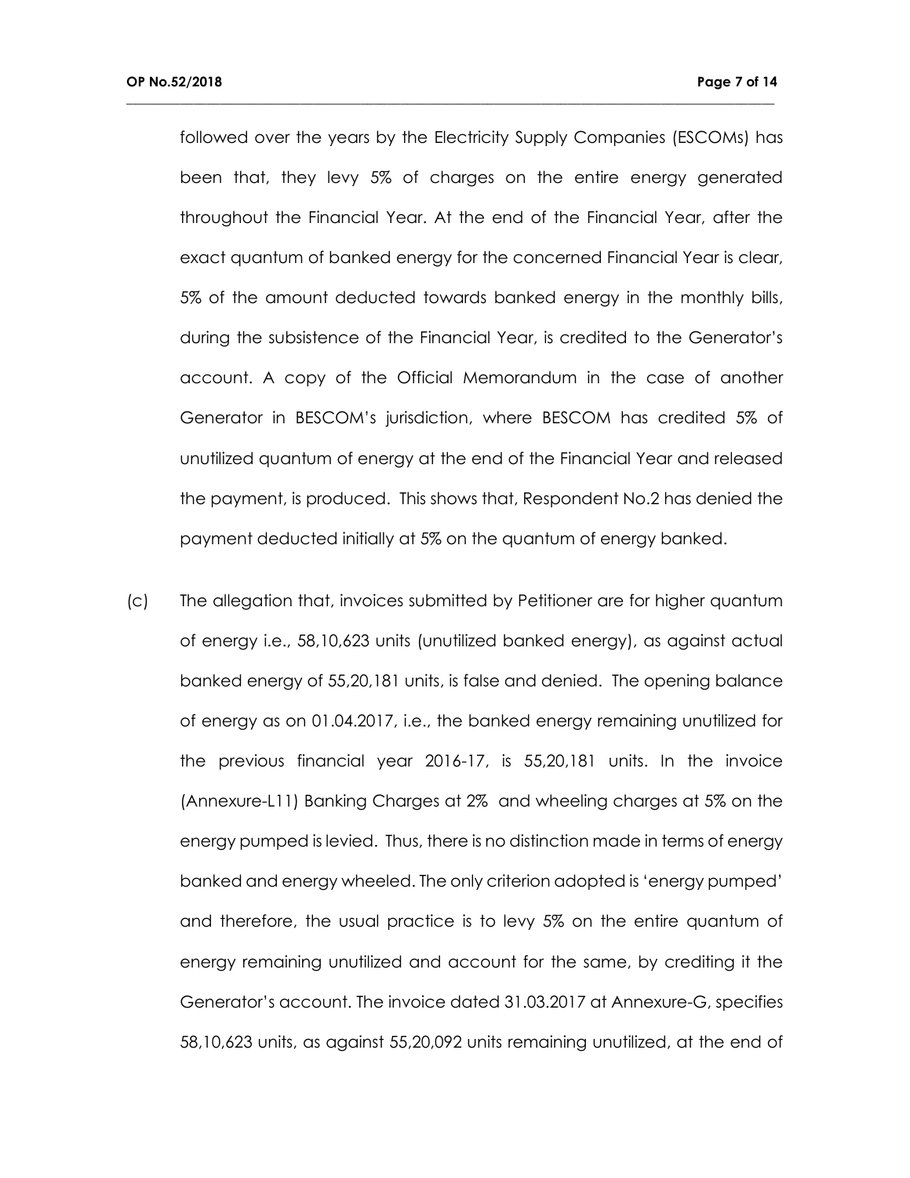followed over the years by the Electricity Supply Companies (ESCOMs) has been that, they levy 5% of charges on the entire energy generated throughout the Financial Year. At the end of the Financial Year, after the exact quantum of banked energy for the concerned Financial Year is clear, 5% of the amount deducted towards banked energy in the monthly bills, during the subsistence of the Financial Year, is credited to the Generator's account. A copy of the Official Memorandum in the case of another Generator in BESCOM's jurisdiction, where BESCOM has credited 5% of unutilized quantum of energy at the end of the Financial Year and released the payment, is produced. This shows that, Respondent No.2 has denied the payment deducted initially at 5% on the quantum of energy banked.

(c) The allegation that, invoices submitted by Petitioner are for higher quantum of energy i.e., 58,10,623 units (unutilized banked energy), as against actual banked energy of 55,20,181 units, is false and denied. The opening balance of energy as on 01.04.2017, i.e., the banked energy remaining unutilized for the previous financial year 2016-17, is 55,20,181 units. In the invoice (Annexure-L11) Banking Charges at 2% and wheeling charges at 5% on the energy pumped is levied. Thus, there is no distinction made in terms of energy banked and energy wheeled. The only criterion adopted is 'energy pumped' and therefore, the usual practice is to levy 5% on the entire quantum of energy remaining unutilized and account for the same, by crediting it the Generator's account. The invoice dated 31.03.2017 at Annexure-G, specifies 58,10,623 units, as against 55,20,092 units remaining unutilized, at the end of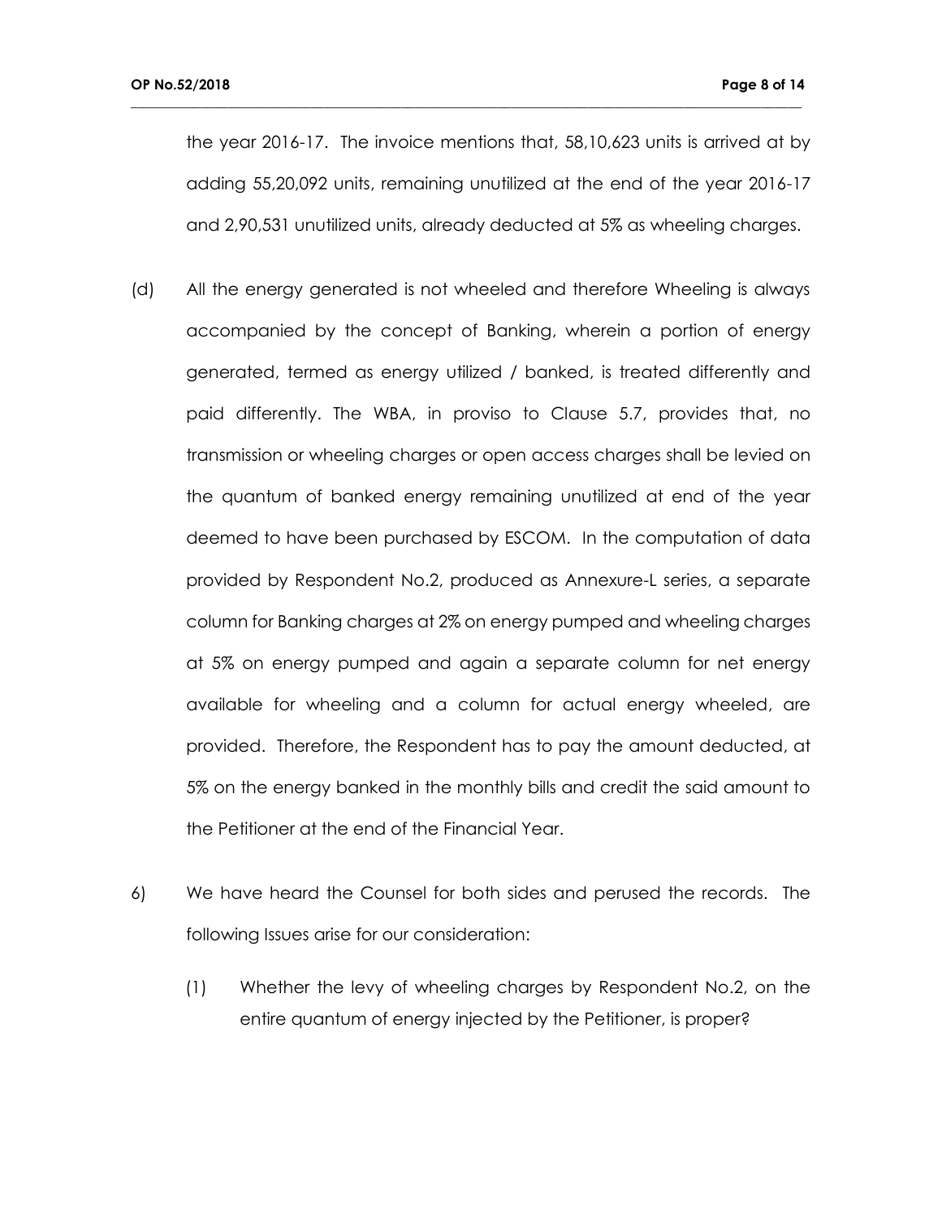the year 2016-17. The invoice mentions that, 58,10,623 units is arrived at by adding 55,20,092 units, remaining unutilized at the end of the year 2016-17 and 2,90,531 unutilized units, already deducted at 5% as wheeling charges.

(d) All the energy generated is not wheeled and therefore Wheeling is always accompanied by the concept of Banking, wherein a portion of energy generated, termed as energy utilized / banked, is treated differently and paid differently. The WBA, in proviso to Clause 5.7, provides that, no transmission or wheeling charges or open access charges shall be levied on the quantum of banked energy remaining unutilized at end of the year deemed to have been purchased by ESCOM. In the computation of data provided by Respondent No.2, produced as Annexure-L series, a separate column for Banking charges at 2% on energy pumped and wheeling charges at 5% on energy pumped and again a separate column for net energy available for wheeling and a column for actual energy wheeled, are provided. Therefore, the Respondent has to pay the amount deducted, at 5% on the energy banked in the monthly bills and credit the said amount to the Petitioner at the end of the Financial Year.

6) We have heard the Counsel for both sides and perused the records. The following Issues arise for our consideration:

   (1) Whether the levy of wheeling charges by Respondent No.2, on the entire quantum of energy injected by the Petitioner, is proper?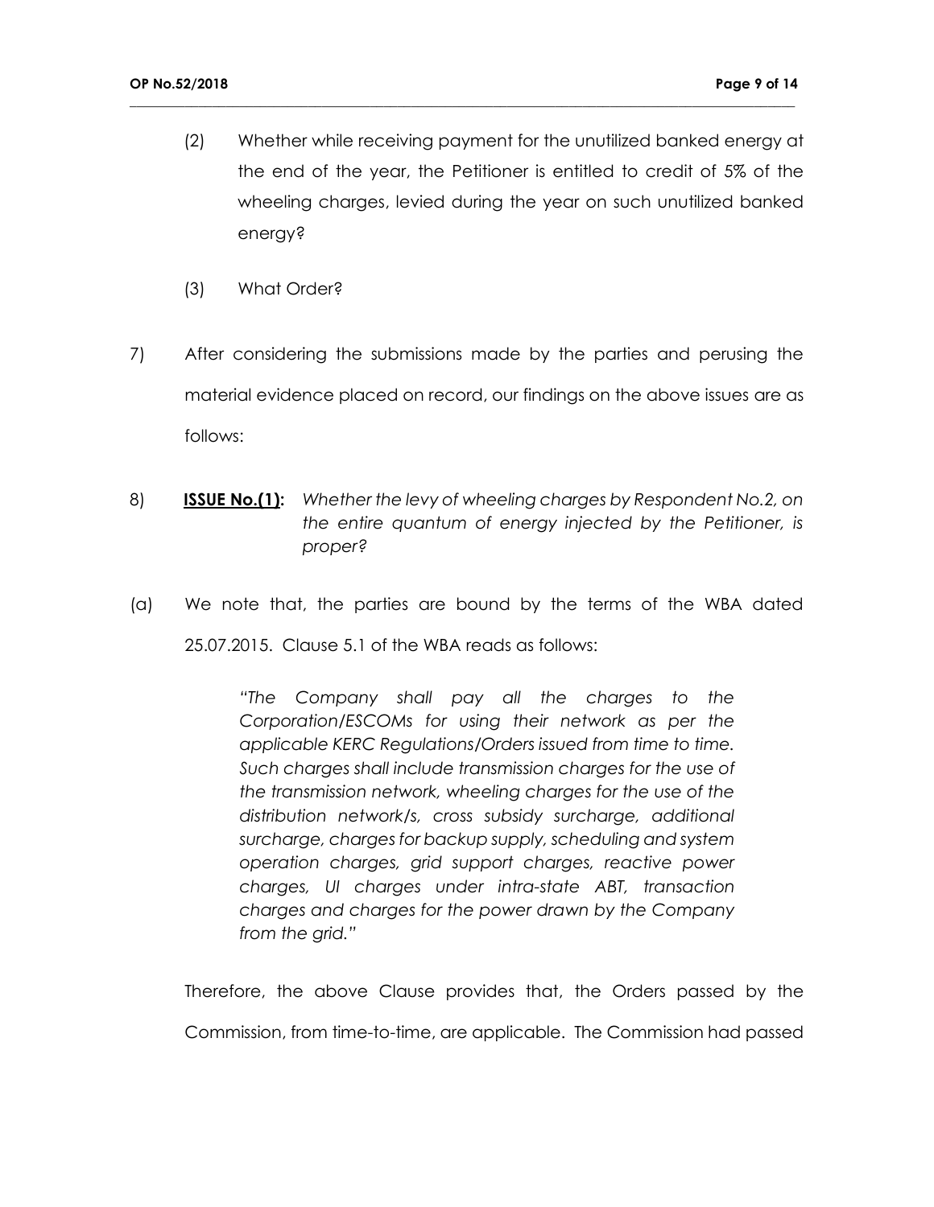(2) Whether while receiving payment for the unutilized banked energy at the end of the year, the Petitioner is entitled to credit of 5% of the wheeling charges, levied during the year on such unutilized banked energy?

(3) What Order?

7) After considering the submissions made by the parties and perusing the material evidence placed on record, our findings on the above issues are as follows:

8) **<u>ISSUE No.(1):</u>** *Whether the levy of wheeling charges by Respondent No.2, on the entire quantum of energy injected by the Petitioner, is proper?*

(a) We note that, the parties are bound by the terms of the WBA dated 25.07.2015. Clause 5.1 of the WBA reads as follows:

> *"The Company shall pay all the charges to the Corporation/ESCOMs for using their network as per the applicable KERC Regulations/Orders issued from time to time. Such charges shall include transmission charges for the use of the transmission network, wheeling charges for the use of the distribution network/s, cross subsidy surcharge, additional surcharge, charges for backup supply, scheduling and system operation charges, grid support charges, reactive power charges, UI charges under intra-state ABT, transaction charges and charges for the power drawn by the Company from the grid."*

Therefore, the above Clause provides that, the Orders passed by the Commission, from time-to-time, are applicable. The Commission had passed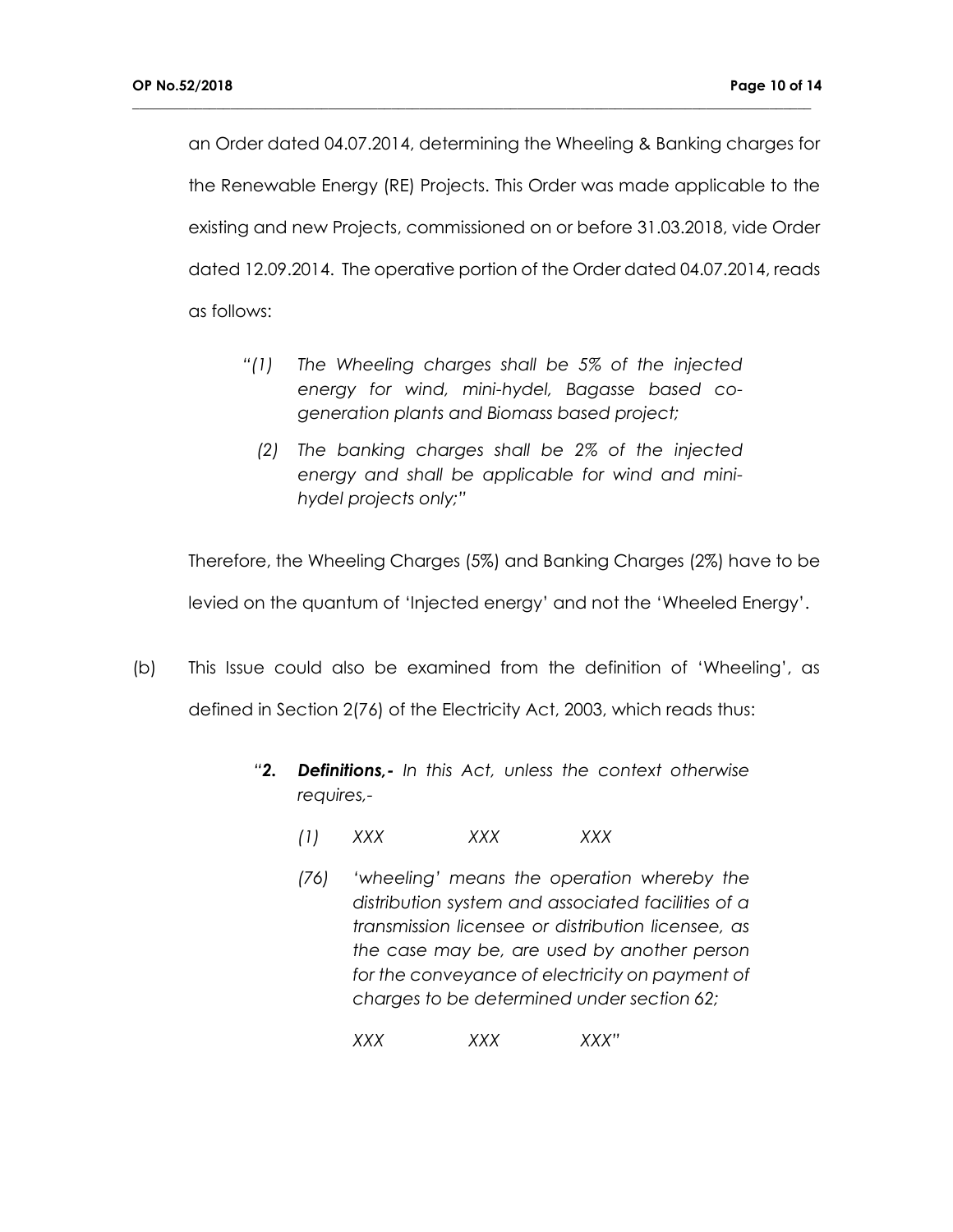an Order dated 04.07.2014, determining the Wheeling & Banking charges for the Renewable Energy (RE) Projects. This Order was made applicable to the existing and new Projects, commissioned on or before 31.03.2018, vide Order dated 12.09.2014. The operative portion of the Order dated 04.07.2014, reads as follows:

> *"(1) The Wheeling charges shall be 5% of the injected energy for wind, mini-hydel, Bagasse based co-generation plants and Biomass based project;*
>
> *(2) The banking charges shall be 2% of the injected energy and shall be applicable for wind and mini-hydel projects only;"*

Therefore, the Wheeling Charges (5%) and Banking Charges (2%) have to be levied on the quantum of 'Injected energy' and not the 'Wheeled Energy'.

(b) This Issue could also be examined from the definition of 'Wheeling', as defined in Section 2(76) of the Electricity Act, 2003, which reads thus:

> *"**2. Definitions,-** In this Act, unless the context otherwise requires,-*
>
> *(1) XXX XXX XXX*
>
> *(76) 'wheeling' means the operation whereby the distribution system and associated facilities of a transmission licensee or distribution licensee, as the case may be, are used by another person for the conveyance of electricity on payment of charges to be determined under section 62;*
>
> *XXX XXX XXX"*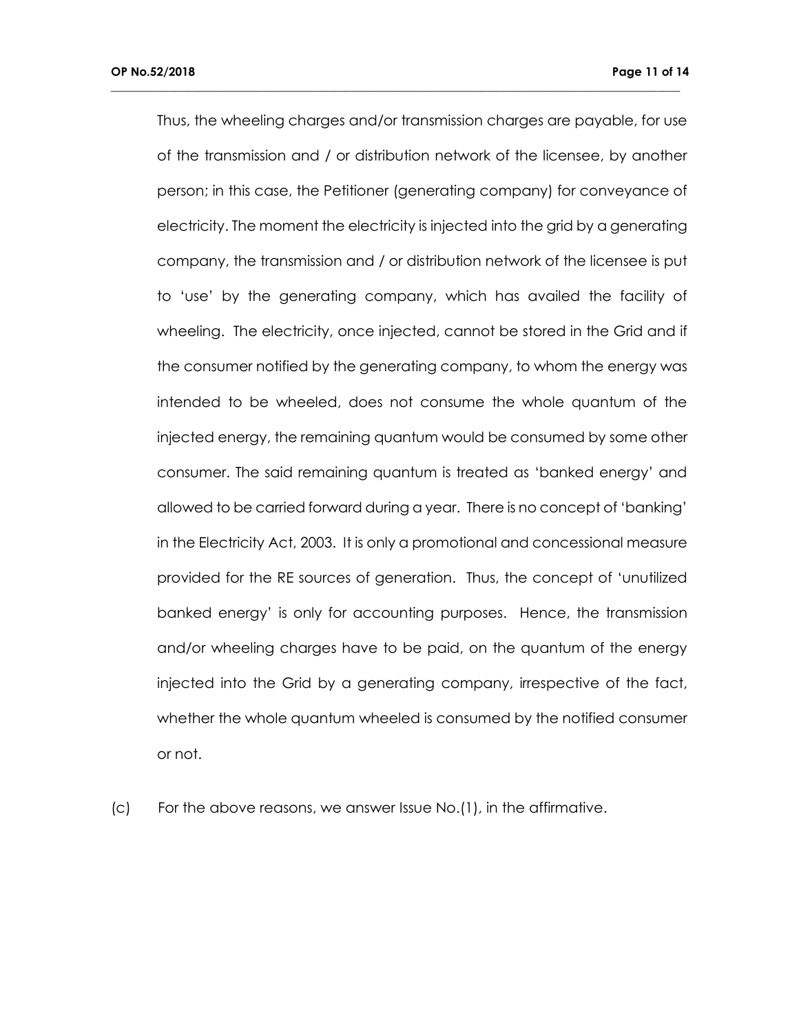Thus, the wheeling charges and/or transmission charges are payable, for use of the transmission and / or distribution network of the licensee, by another person; in this case, the Petitioner (generating company) for conveyance of electricity. The moment the electricity is injected into the grid by a generating company, the transmission and / or distribution network of the licensee is put to 'use' by the generating company, which has availed the facility of wheeling. The electricity, once injected, cannot be stored in the Grid and if the consumer notified by the generating company, to whom the energy was intended to be wheeled, does not consume the whole quantum of the injected energy, the remaining quantum would be consumed by some other consumer. The said remaining quantum is treated as 'banked energy' and allowed to be carried forward during a year. There is no concept of 'banking' in the Electricity Act, 2003. It is only a promotional and concessional measure provided for the RE sources of generation. Thus, the concept of 'unutilized banked energy' is only for accounting purposes. Hence, the transmission and/or wheeling charges have to be paid, on the quantum of the energy injected into the Grid by a generating company, irrespective of the fact, whether the whole quantum wheeled is consumed by the notified consumer or not.

(c) For the above reasons, we answer Issue No.(1), in the affirmative.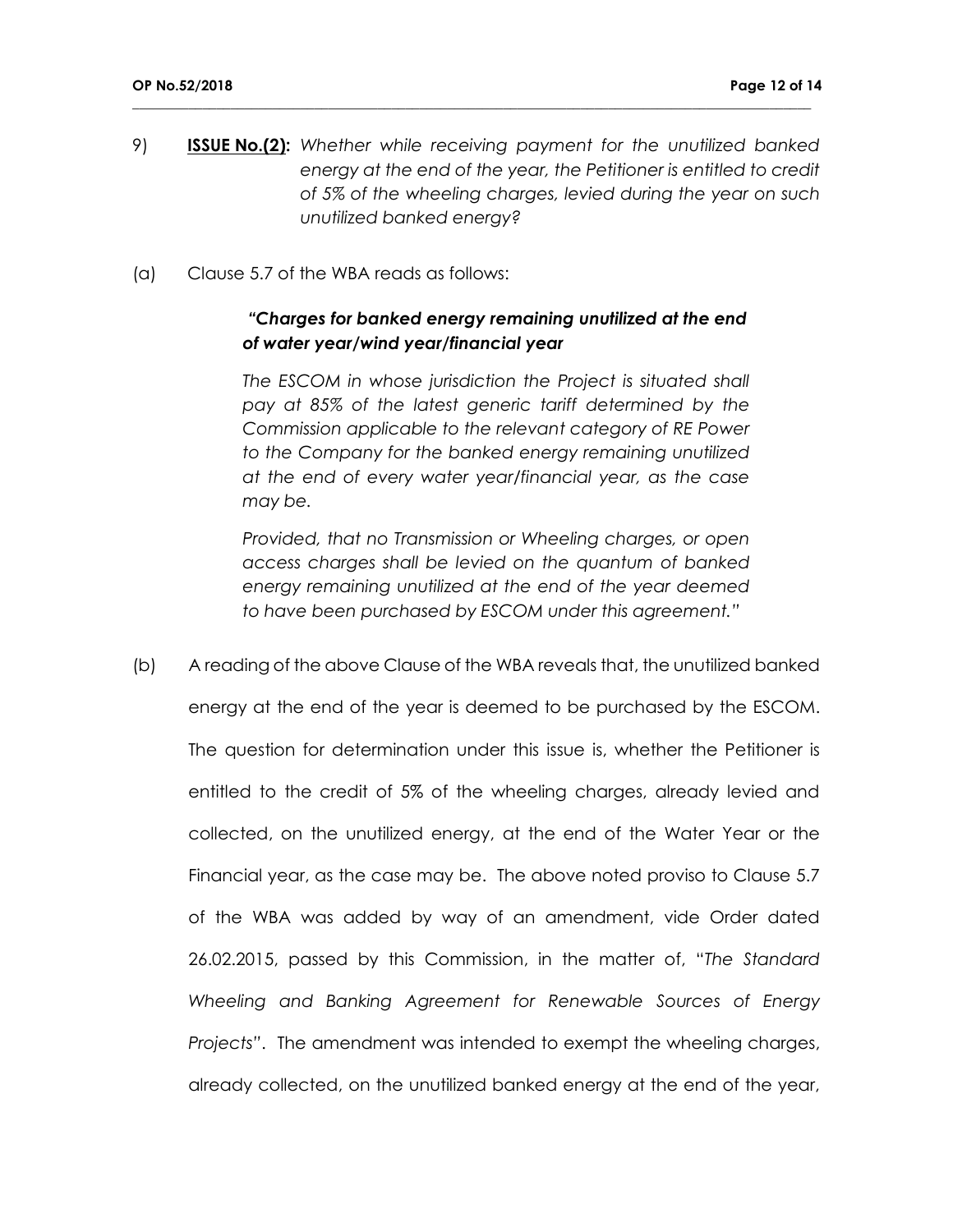9) **ISSUE No.(2):** *Whether while receiving payment for the unutilized banked energy at the end of the year, the Petitioner is entitled to credit of 5% of the wheeling charges, levied during the year on such unutilized banked energy?*

(a) Clause 5.7 of the WBA reads as follows:

> ***"Charges for banked energy remaining unutilized at the end of water year/wind year/financial year***
>
> *The ESCOM in whose jurisdiction the Project is situated shall pay at 85% of the latest generic tariff determined by the Commission applicable to the relevant category of RE Power to the Company for the banked energy remaining unutilized at the end of every water year/financial year, as the case may be.*
>
> *Provided, that no Transmission or Wheeling charges, or open access charges shall be levied on the quantum of banked energy remaining unutilized at the end of the year deemed to have been purchased by ESCOM under this agreement."*

(b) A reading of the above Clause of the WBA reveals that, the unutilized banked energy at the end of the year is deemed to be purchased by the ESCOM. The question for determination under this issue is, whether the Petitioner is entitled to the credit of 5% of the wheeling charges, already levied and collected, on the unutilized energy, at the end of the Water Year or the Financial year, as the case may be. The above noted proviso to Clause 5.7 of the WBA was added by way of an amendment, vide Order dated 26.02.2015, passed by this Commission, in the matter of, "*The Standard Wheeling and Banking Agreement for Renewable Sources of Energy Projects*". The amendment was intended to exempt the wheeling charges, already collected, on the unutilized banked energy at the end of the year,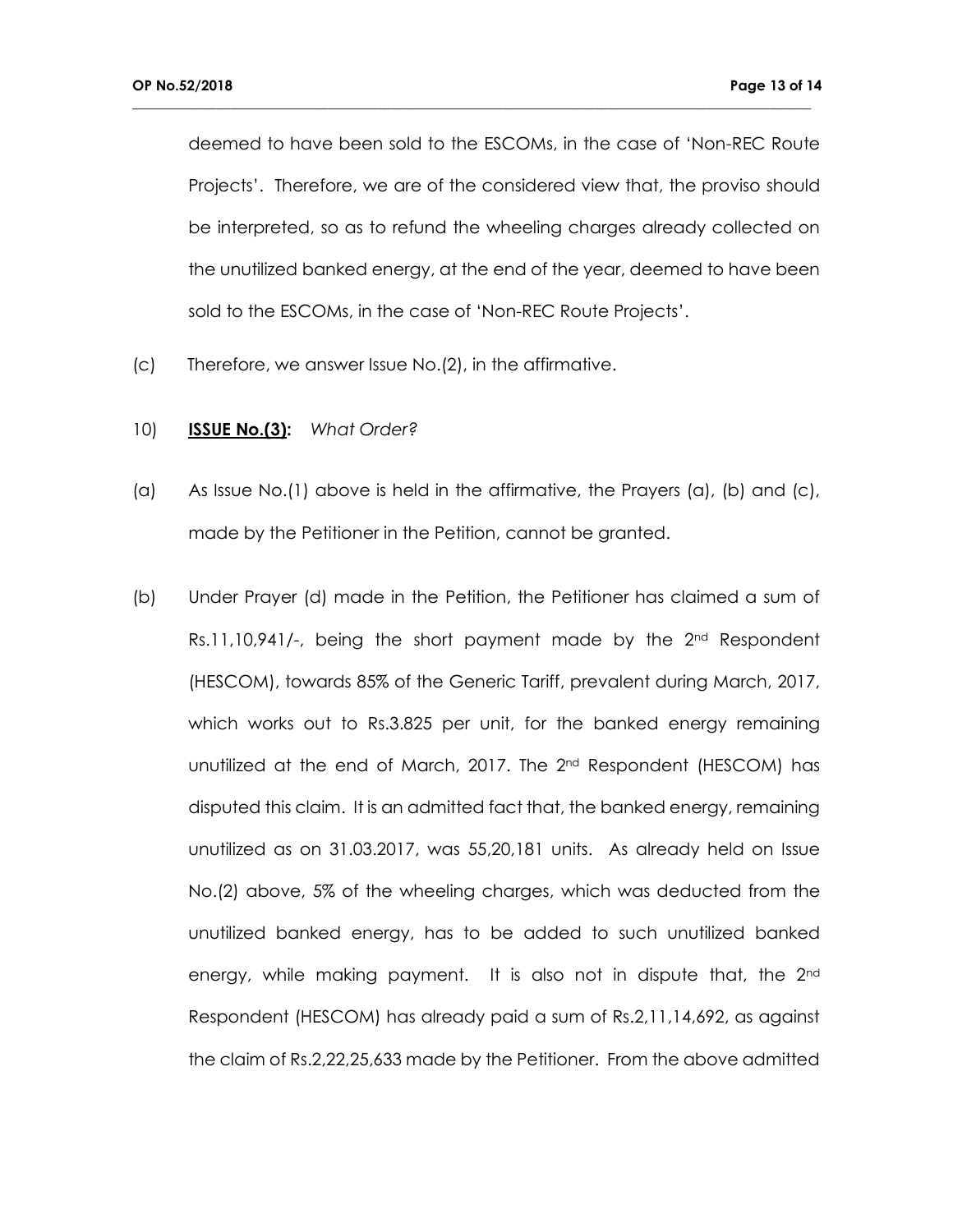deemed to have been sold to the ESCOMs, in the case of 'Non-REC Route Projects'. Therefore, we are of the considered view that, the proviso should be interpreted, so as to refund the wheeling charges already collected on the unutilized banked energy, at the end of the year, deemed to have been sold to the ESCOMs, in the case of 'Non-REC Route Projects'.

(c) Therefore, we answer Issue No.(2), in the affirmative.

10) **ISSUE No.(3):** *What Order?*

(a) As Issue No.(1) above is held in the affirmative, the Prayers (a), (b) and (c), made by the Petitioner in the Petition, cannot be granted.

(b) Under Prayer (d) made in the Petition, the Petitioner has claimed a sum of Rs.11,10,941/-, being the short payment made by the 2nd Respondent (HESCOM), towards 85% of the Generic Tariff, prevalent during March, 2017, which works out to Rs.3.825 per unit, for the banked energy remaining unutilized at the end of March, 2017. The 2nd Respondent (HESCOM) has disputed this claim. It is an admitted fact that, the banked energy, remaining unutilized as on 31.03.2017, was 55,20,181 units. As already held on Issue No.(2) above, 5% of the wheeling charges, which was deducted from the unutilized banked energy, has to be added to such unutilized banked energy, while making payment. It is also not in dispute that, the 2nd Respondent (HESCOM) has already paid a sum of Rs.2,11,14,692, as against the claim of Rs.2,22,25,633 made by the Petitioner. From the above admitted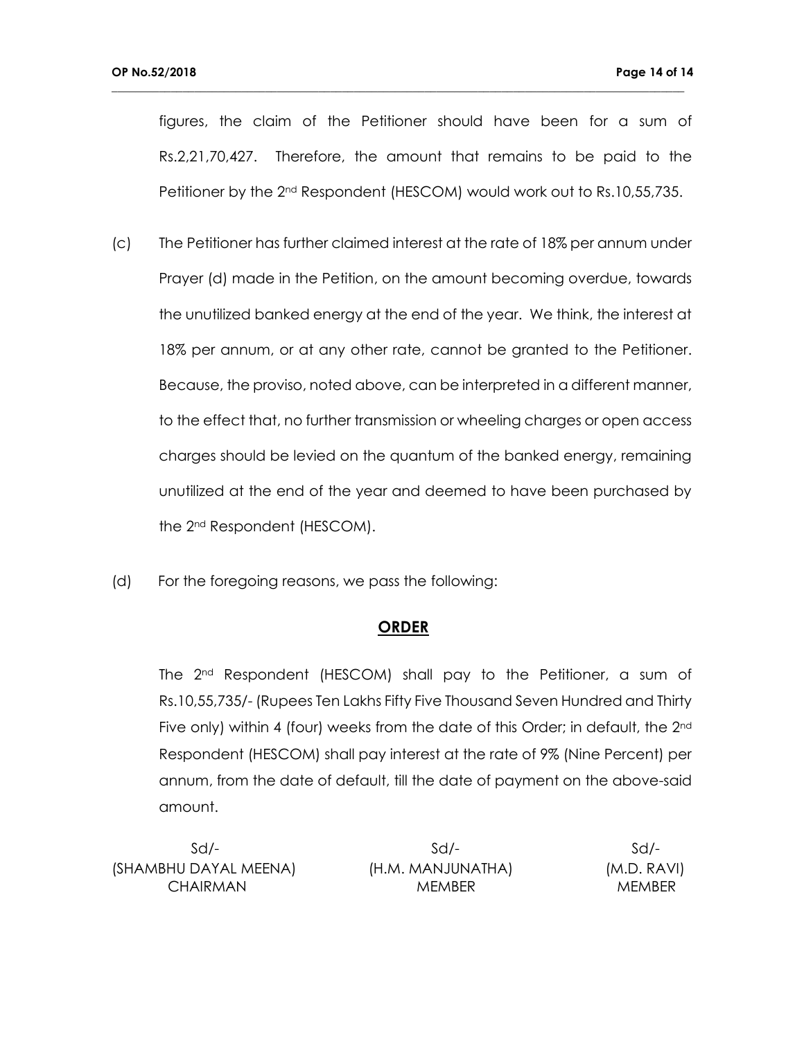figures, the claim of the Petitioner should have been for a sum of Rs.2,21,70,427. Therefore, the amount that remains to be paid to the Petitioner by the 2nd Respondent (HESCOM) would work out to Rs.10,55,735.

(c) The Petitioner has further claimed interest at the rate of 18% per annum under Prayer (d) made in the Petition, on the amount becoming overdue, towards the unutilized banked energy at the end of the year. We think, the interest at 18% per annum, or at any other rate, cannot be granted to the Petitioner. Because, the proviso, noted above, can be interpreted in a different manner, to the effect that, no further transmission or wheeling charges or open access charges should be levied on the quantum of the banked energy, remaining unutilized at the end of the year and deemed to have been purchased by the 2nd Respondent (HESCOM).

(d) For the foregoing reasons, we pass the following:

## **ORDER**

The 2nd Respondent (HESCOM) shall pay to the Petitioner, a sum of Rs.10,55,735/- (Rupees Ten Lakhs Fifty Five Thousand Seven Hundred and Thirty Five only) within 4 (four) weeks from the date of this Order; in default, the 2nd Respondent (HESCOM) shall pay interest at the rate of 9% (Nine Percent) per annum, from the date of default, till the date of payment on the above-said amount.

| | | |
|---|---|---|
| Sd/- | Sd/- | Sd/- |
| (SHAMBHU DAYAL MEENA) | (H.M. MANJUNATHA) | (M.D. RAVI) |
| CHAIRMAN | MEMBER | MEMBER |